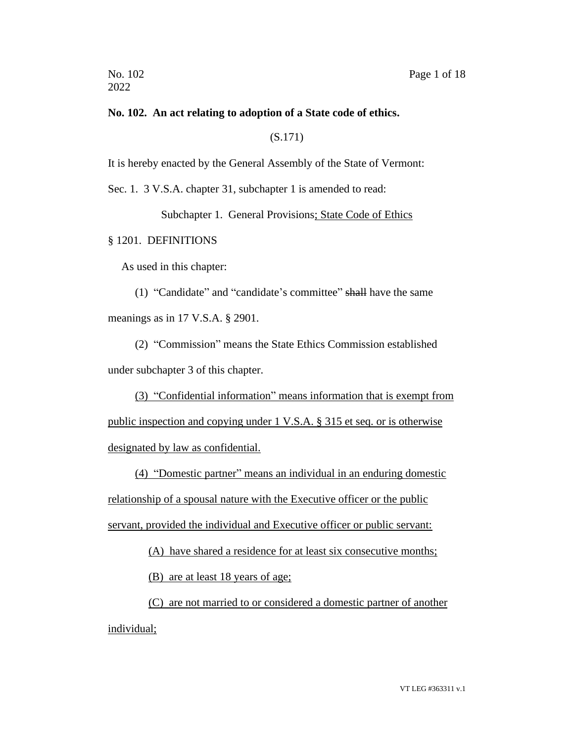**No. 102. An act relating to adoption of a State code of ethics.**

(S.171)

It is hereby enacted by the General Assembly of the State of Vermont:

Sec. 1. 3 V.S.A. chapter 31, subchapter 1 is amended to read:

Subchapter 1. General Provisions<u>; State Code of Ethics</u>

§ 1201. DEFINITIONS

As used in this chapter:

(1) "Candidate" and "candidate's committee" ~~shall~~ have the same meanings as in 17 V.S.A. § 2901.

(2) "Commission" means the State Ethics Commission established under subchapter 3 of this chapter.

<u>(3) "Confidential information" means information that is exempt from public inspection and copying under 1 V.S.A. § 315 et seq. or is otherwise designated by law as confidential.</u>

<u>(4) "Domestic partner" means an individual in an enduring domestic relationship of a spousal nature with the Executive officer or the public servant, provided the individual and Executive officer or public servant:</u>

<u>(A) have shared a residence for at least six consecutive months;</u>

<u>(B) are at least 18 years of age;</u>

<u>(C) are not married to or considered a domestic partner of another individual;</u>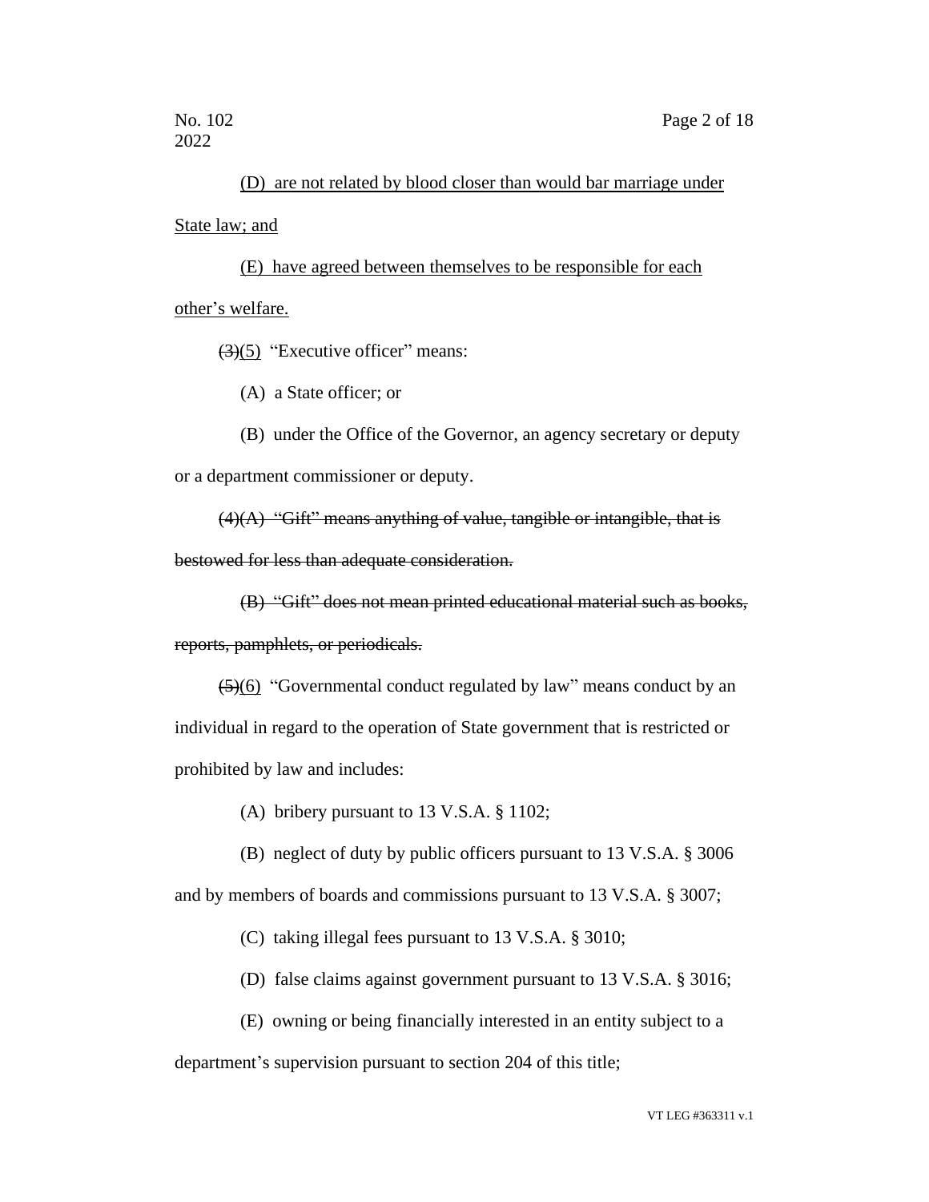(D) are not related by blood closer than would bar marriage under State law; and

(E) have agreed between themselves to be responsible for each other's welfare.

~~(3)~~(5) "Executive officer" means:

(A) a State officer; or

(B) under the Office of the Governor, an agency secretary or deputy or a department commissioner or deputy.

~~(4)(A) "Gift" means anything of value, tangible or intangible, that is bestowed for less than adequate consideration.~~

~~(B) "Gift" does not mean printed educational material such as books, reports, pamphlets, or periodicals.~~

~~(5)~~(6) "Governmental conduct regulated by law" means conduct by an individual in regard to the operation of State government that is restricted or prohibited by law and includes:

(A) bribery pursuant to 13 V.S.A. § 1102;

(B) neglect of duty by public officers pursuant to 13 V.S.A. § 3006 and by members of boards and commissions pursuant to 13 V.S.A. § 3007;

(C) taking illegal fees pursuant to 13 V.S.A. § 3010;

(D) false claims against government pursuant to 13 V.S.A. § 3016;

(E) owning or being financially interested in an entity subject to a department's supervision pursuant to section 204 of this title;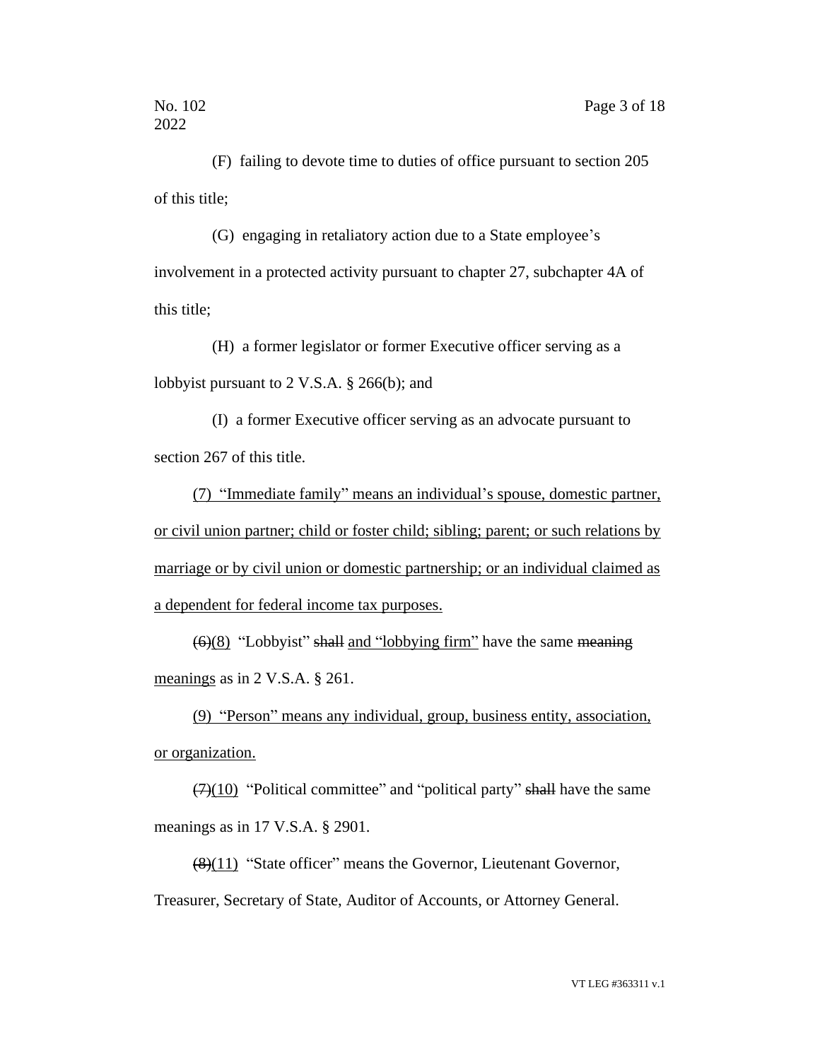(F) failing to devote time to duties of office pursuant to section 205 of this title;

(G) engaging in retaliatory action due to a State employee's involvement in a protected activity pursuant to chapter 27, subchapter 4A of this title;

(H) a former legislator or former Executive officer serving as a lobbyist pursuant to 2 V.S.A. § 266(b); and

(I) a former Executive officer serving as an advocate pursuant to section 267 of this title.

<u>(7) "Immediate family" means an individual's spouse, domestic partner, or civil union partner; child or foster child; sibling; parent; or such relations by marriage or by civil union or domestic partnership; or an individual claimed as a dependent for federal income tax purposes.</u>

~~(6)~~<u>(8)</u> "Lobbyist" ~~shall~~ <u>and "lobbying firm"</u> have the same ~~meaning~~ <u>meanings</u> as in 2 V.S.A. § 261.

<u>(9) "Person" means any individual, group, business entity, association, or organization.</u>

~~(7)~~<u>(10)</u> "Political committee" and "political party" ~~shall~~ have the same meanings as in 17 V.S.A. § 2901.

~~(8)~~<u>(11)</u> "State officer" means the Governor, Lieutenant Governor, Treasurer, Secretary of State, Auditor of Accounts, or Attorney General.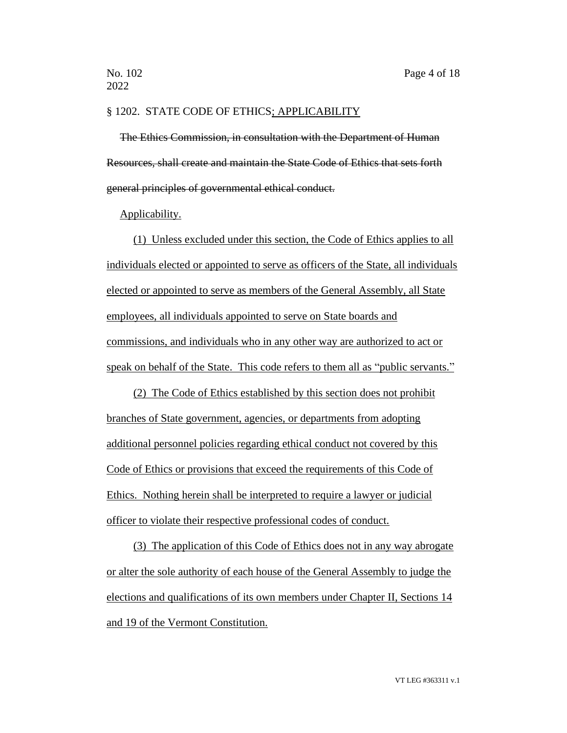§ 1202. STATE CODE OF ETHICS; APPLICABILITY

~~The Ethics Commission, in consultation with the Department of Human Resources, shall create and maintain the State Code of Ethics that sets forth general principles of governmental ethical conduct.~~

Applicability.

(1) Unless excluded under this section, the Code of Ethics applies to all individuals elected or appointed to serve as officers of the State, all individuals elected or appointed to serve as members of the General Assembly, all State employees, all individuals appointed to serve on State boards and commissions, and individuals who in any other way are authorized to act or speak on behalf of the State. This code refers to them all as "public servants."

(2) The Code of Ethics established by this section does not prohibit branches of State government, agencies, or departments from adopting additional personnel policies regarding ethical conduct not covered by this Code of Ethics or provisions that exceed the requirements of this Code of Ethics. Nothing herein shall be interpreted to require a lawyer or judicial officer to violate their respective professional codes of conduct.

(3) The application of this Code of Ethics does not in any way abrogate or alter the sole authority of each house of the General Assembly to judge the elections and qualifications of its own members under Chapter II, Sections 14 and 19 of the Vermont Constitution.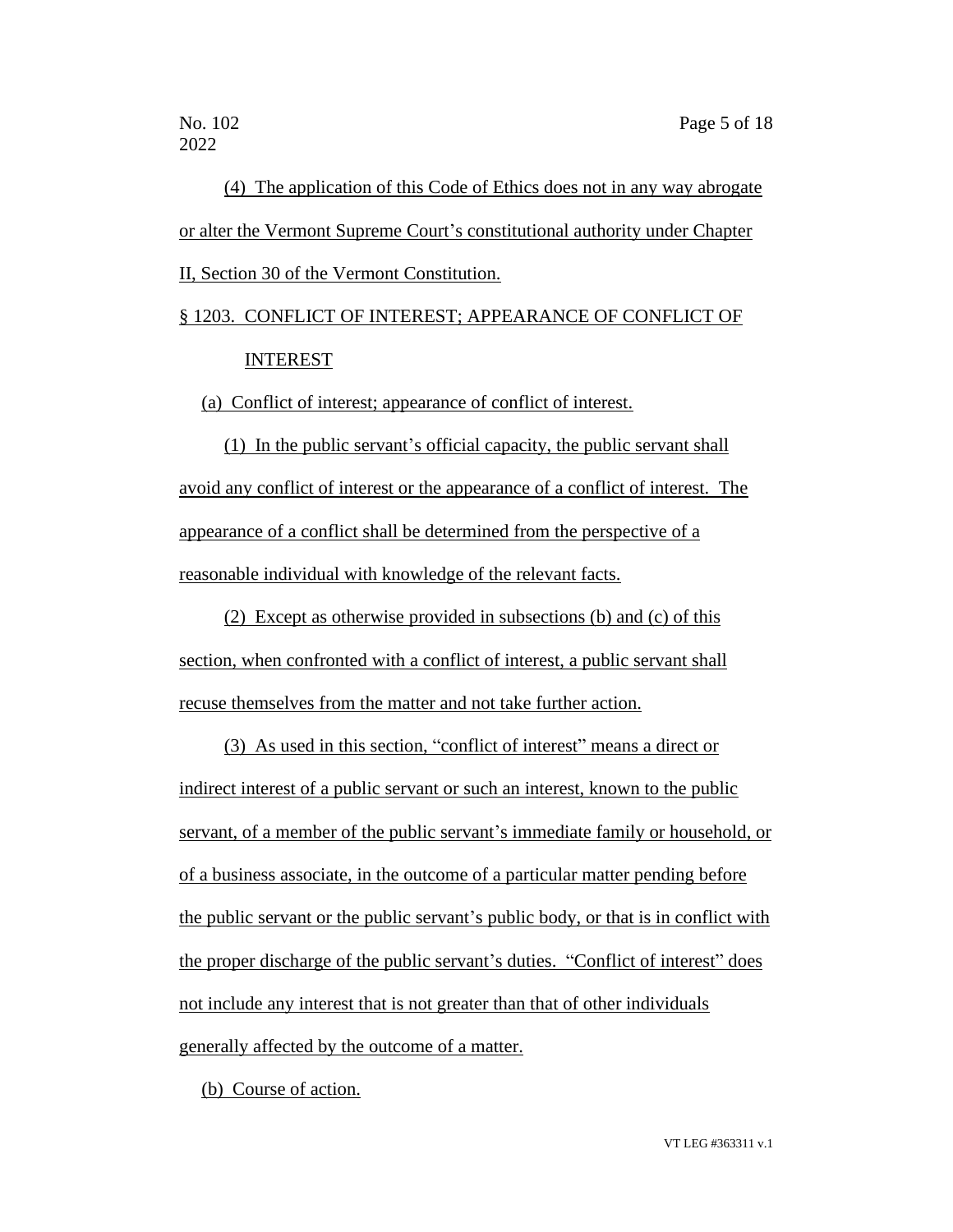(4) The application of this Code of Ethics does not in any way abrogate or alter the Vermont Supreme Court's constitutional authority under Chapter II, Section 30 of the Vermont Constitution.

§ 1203. CONFLICT OF INTEREST; APPEARANCE OF CONFLICT OF INTEREST

(a) Conflict of interest; appearance of conflict of interest.

(1) In the public servant's official capacity, the public servant shall avoid any conflict of interest or the appearance of a conflict of interest. The appearance of a conflict shall be determined from the perspective of a reasonable individual with knowledge of the relevant facts.

(2) Except as otherwise provided in subsections (b) and (c) of this section, when confronted with a conflict of interest, a public servant shall recuse themselves from the matter and not take further action.

(3) As used in this section, "conflict of interest" means a direct or indirect interest of a public servant or such an interest, known to the public servant, of a member of the public servant's immediate family or household, or of a business associate, in the outcome of a particular matter pending before the public servant or the public servant's public body, or that is in conflict with the proper discharge of the public servant's duties. "Conflict of interest" does not include any interest that is not greater than that of other individuals generally affected by the outcome of a matter.

(b) Course of action.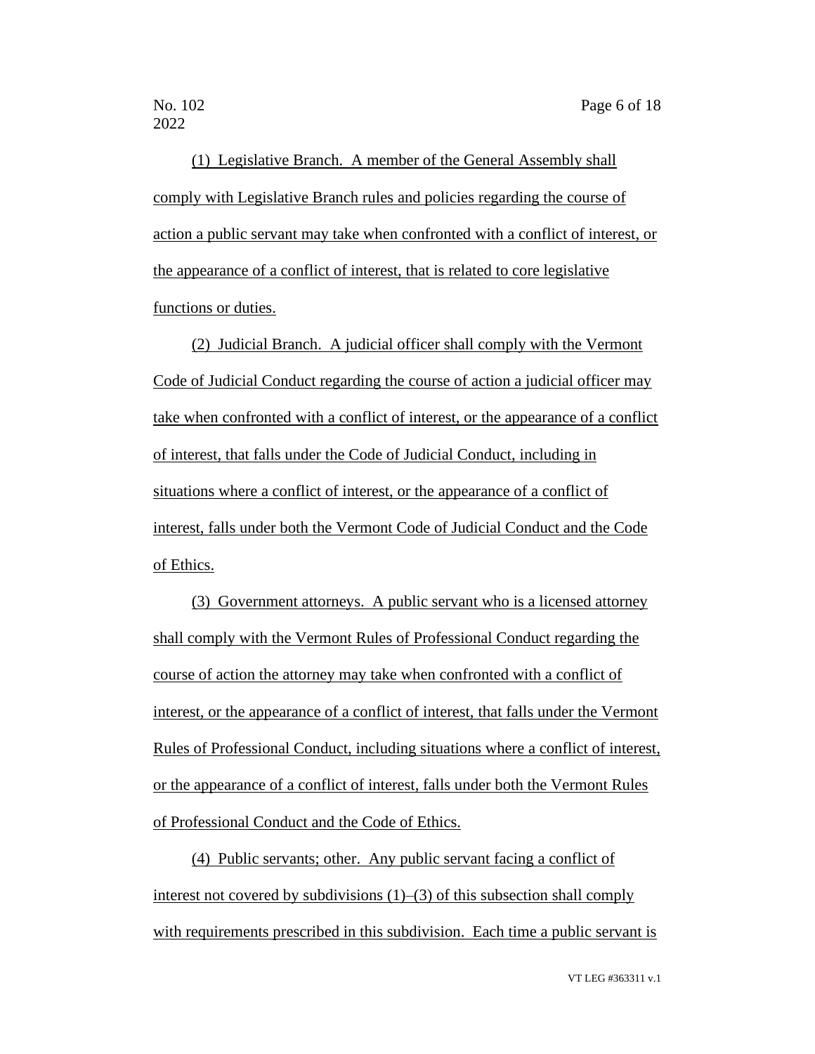(1) Legislative Branch. A member of the General Assembly shall comply with Legislative Branch rules and policies regarding the course of action a public servant may take when confronted with a conflict of interest, or the appearance of a conflict of interest, that is related to core legislative functions or duties.

(2) Judicial Branch. A judicial officer shall comply with the Vermont Code of Judicial Conduct regarding the course of action a judicial officer may take when confronted with a conflict of interest, or the appearance of a conflict of interest, that falls under the Code of Judicial Conduct, including in situations where a conflict of interest, or the appearance of a conflict of interest, falls under both the Vermont Code of Judicial Conduct and the Code of Ethics.

(3) Government attorneys. A public servant who is a licensed attorney shall comply with the Vermont Rules of Professional Conduct regarding the course of action the attorney may take when confronted with a conflict of interest, or the appearance of a conflict of interest, that falls under the Vermont Rules of Professional Conduct, including situations where a conflict of interest, or the appearance of a conflict of interest, falls under both the Vermont Rules of Professional Conduct and the Code of Ethics.

(4) Public servants; other. Any public servant facing a conflict of interest not covered by subdivisions (1)–(3) of this subsection shall comply with requirements prescribed in this subdivision. Each time a public servant is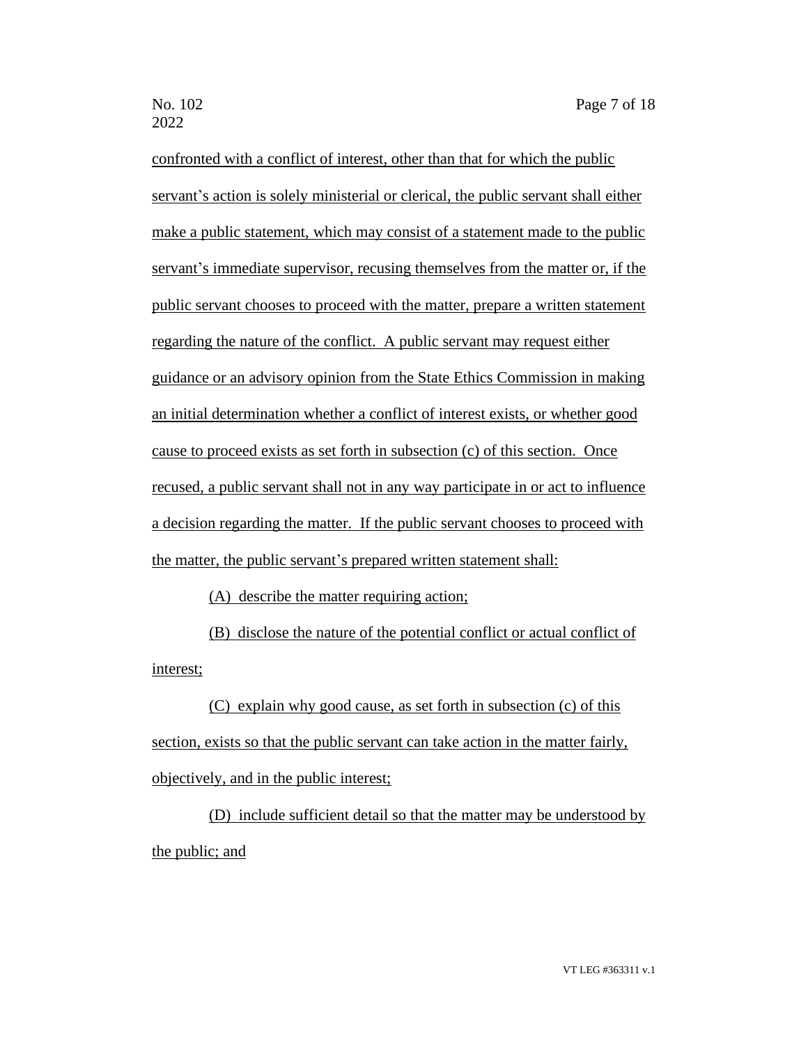confronted with a conflict of interest, other than that for which the public servant's action is solely ministerial or clerical, the public servant shall either make a public statement, which may consist of a statement made to the public servant's immediate supervisor, recusing themselves from the matter or, if the public servant chooses to proceed with the matter, prepare a written statement regarding the nature of the conflict. A public servant may request either guidance or an advisory opinion from the State Ethics Commission in making an initial determination whether a conflict of interest exists, or whether good cause to proceed exists as set forth in subsection (c) of this section. Once recused, a public servant shall not in any way participate in or act to influence a decision regarding the matter. If the public servant chooses to proceed with the matter, the public servant's prepared written statement shall:

(A) describe the matter requiring action;

(B) disclose the nature of the potential conflict or actual conflict of interest;

(C) explain why good cause, as set forth in subsection (c) of this section, exists so that the public servant can take action in the matter fairly, objectively, and in the public interest;

(D) include sufficient detail so that the matter may be understood by the public; and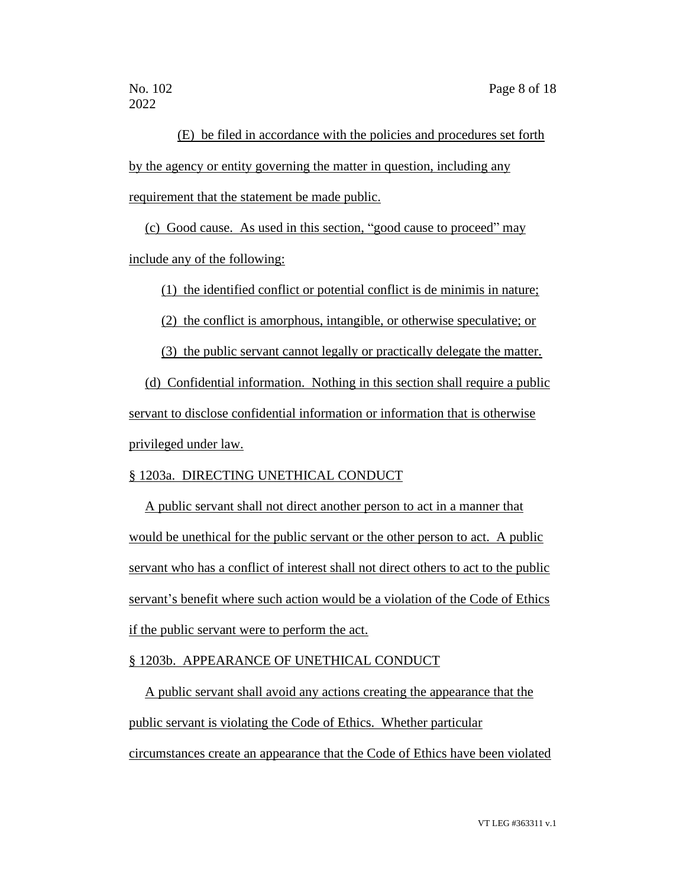(E) be filed in accordance with the policies and procedures set forth by the agency or entity governing the matter in question, including any requirement that the statement be made public.

(c) Good cause. As used in this section, "good cause to proceed" may include any of the following:

(1) the identified conflict or potential conflict is de minimis in nature;

(2) the conflict is amorphous, intangible, or otherwise speculative; or

(3) the public servant cannot legally or practically delegate the matter.

(d) Confidential information. Nothing in this section shall require a public servant to disclose confidential information or information that is otherwise privileged under law.

§ 1203a. DIRECTING UNETHICAL CONDUCT

A public servant shall not direct another person to act in a manner that would be unethical for the public servant or the other person to act. A public servant who has a conflict of interest shall not direct others to act to the public servant's benefit where such action would be a violation of the Code of Ethics if the public servant were to perform the act.

§ 1203b. APPEARANCE OF UNETHICAL CONDUCT

A public servant shall avoid any actions creating the appearance that the public servant is violating the Code of Ethics. Whether particular circumstances create an appearance that the Code of Ethics have been violated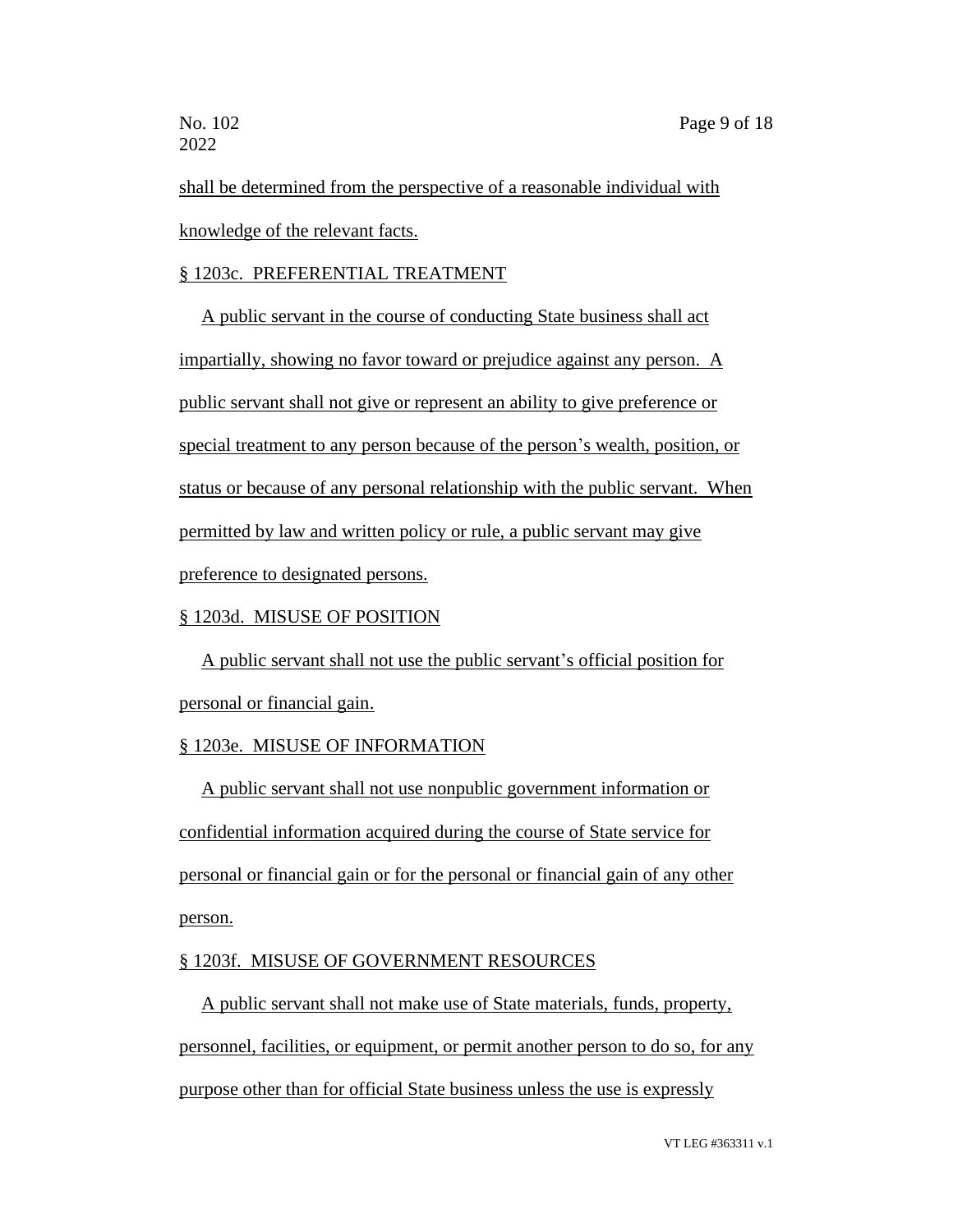shall be determined from the perspective of a reasonable individual with knowledge of the relevant facts.

§ 1203c. PREFERENTIAL TREATMENT

A public servant in the course of conducting State business shall act impartially, showing no favor toward or prejudice against any person. A public servant shall not give or represent an ability to give preference or special treatment to any person because of the person's wealth, position, or status or because of any personal relationship with the public servant. When permitted by law and written policy or rule, a public servant may give preference to designated persons.

§ 1203d. MISUSE OF POSITION

A public servant shall not use the public servant's official position for personal or financial gain.

§ 1203e. MISUSE OF INFORMATION

A public servant shall not use nonpublic government information or confidential information acquired during the course of State service for personal or financial gain or for the personal or financial gain of any other person.

§ 1203f. MISUSE OF GOVERNMENT RESOURCES

A public servant shall not make use of State materials, funds, property, personnel, facilities, or equipment, or permit another person to do so, for any purpose other than for official State business unless the use is expressly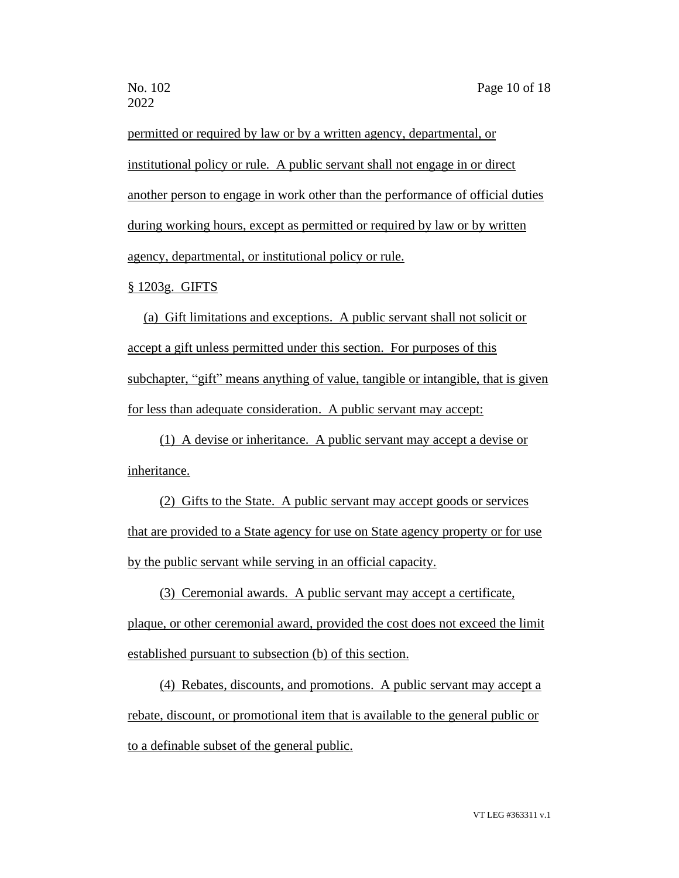permitted or required by law or by a written agency, departmental, or institutional policy or rule. A public servant shall not engage in or direct another person to engage in work other than the performance of official duties during working hours, except as permitted or required by law or by written agency, departmental, or institutional policy or rule.

§ 1203g. GIFTS

(a) Gift limitations and exceptions. A public servant shall not solicit or accept a gift unless permitted under this section. For purposes of this subchapter, "gift" means anything of value, tangible or intangible, that is given for less than adequate consideration. A public servant may accept:

(1) A devise or inheritance. A public servant may accept a devise or inheritance.

(2) Gifts to the State. A public servant may accept goods or services that are provided to a State agency for use on State agency property or for use by the public servant while serving in an official capacity.

(3) Ceremonial awards. A public servant may accept a certificate, plaque, or other ceremonial award, provided the cost does not exceed the limit established pursuant to subsection (b) of this section.

(4) Rebates, discounts, and promotions. A public servant may accept a rebate, discount, or promotional item that is available to the general public or to a definable subset of the general public.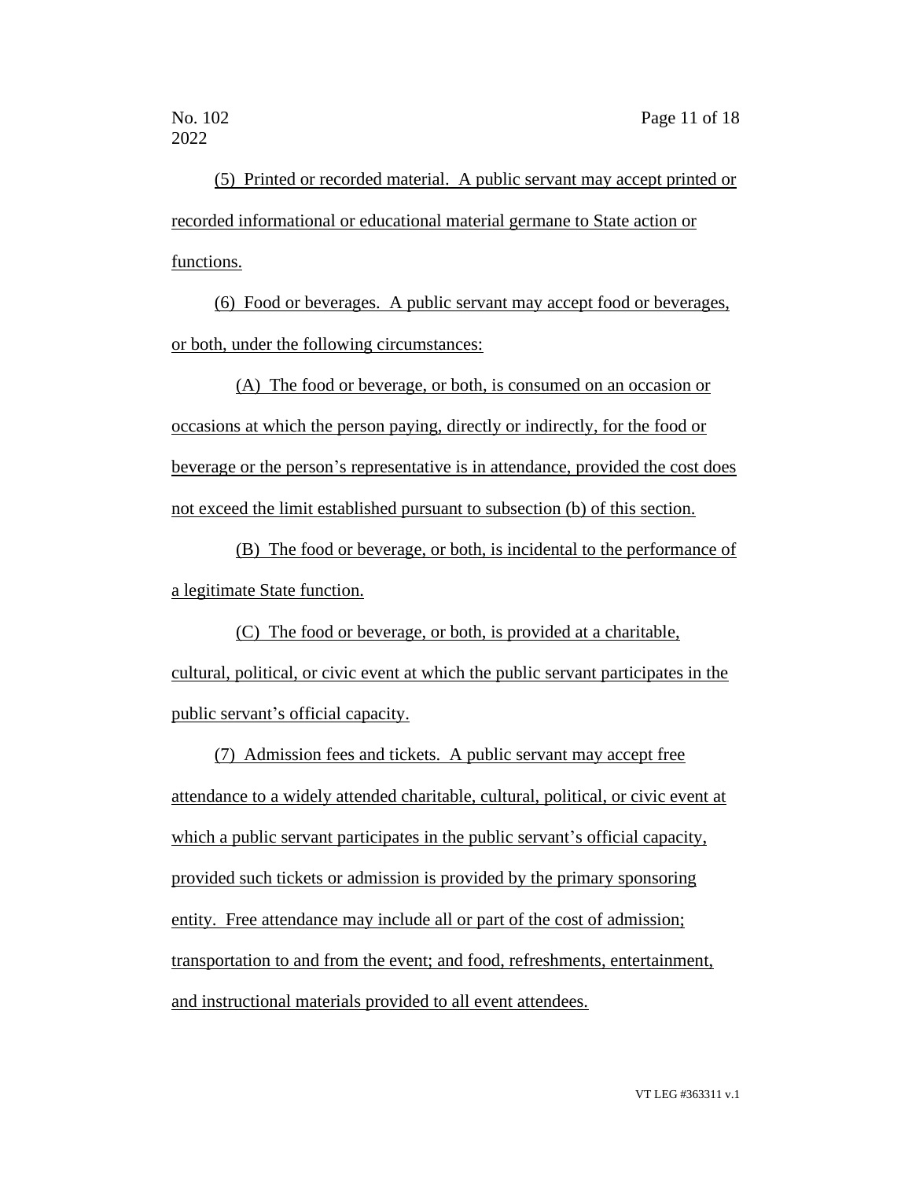(5) Printed or recorded material. A public servant may accept printed or recorded informational or educational material germane to State action or functions.

(6) Food or beverages. A public servant may accept food or beverages, or both, under the following circumstances:

(A) The food or beverage, or both, is consumed on an occasion or occasions at which the person paying, directly or indirectly, for the food or beverage or the person's representative is in attendance, provided the cost does not exceed the limit established pursuant to subsection (b) of this section.

(B) The food or beverage, or both, is incidental to the performance of a legitimate State function.

(C) The food or beverage, or both, is provided at a charitable, cultural, political, or civic event at which the public servant participates in the public servant's official capacity.

(7) Admission fees and tickets. A public servant may accept free attendance to a widely attended charitable, cultural, political, or civic event at which a public servant participates in the public servant's official capacity, provided such tickets or admission is provided by the primary sponsoring entity. Free attendance may include all or part of the cost of admission; transportation to and from the event; and food, refreshments, entertainment, and instructional materials provided to all event attendees.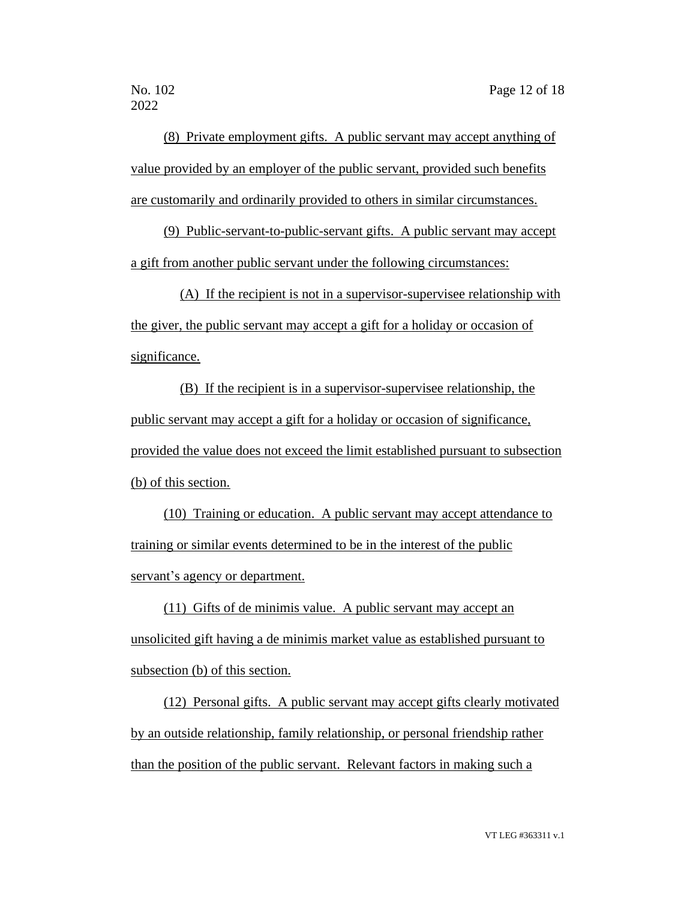(8) Private employment gifts. A public servant may accept anything of value provided by an employer of the public servant, provided such benefits are customarily and ordinarily provided to others in similar circumstances.

(9) Public-servant-to-public-servant gifts. A public servant may accept a gift from another public servant under the following circumstances:

(A) If the recipient is not in a supervisor-supervisee relationship with the giver, the public servant may accept a gift for a holiday or occasion of significance.

(B) If the recipient is in a supervisor-supervisee relationship, the public servant may accept a gift for a holiday or occasion of significance, provided the value does not exceed the limit established pursuant to subsection (b) of this section.

(10) Training or education. A public servant may accept attendance to training or similar events determined to be in the interest of the public servant's agency or department.

(11) Gifts of de minimis value. A public servant may accept an unsolicited gift having a de minimis market value as established pursuant to subsection (b) of this section.

(12) Personal gifts. A public servant may accept gifts clearly motivated by an outside relationship, family relationship, or personal friendship rather than the position of the public servant. Relevant factors in making such a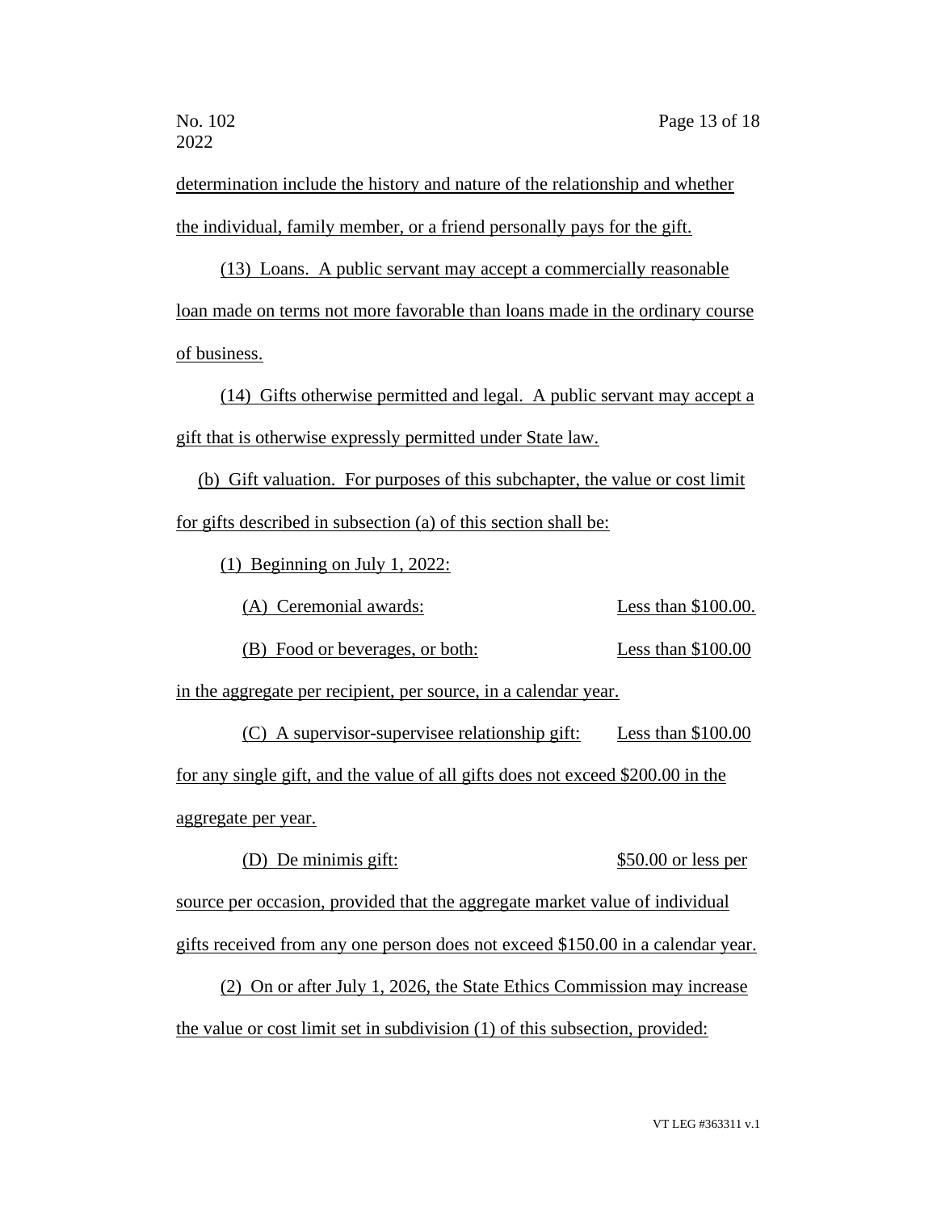determination include the history and nature of the relationship and whether the individual, family member, or a friend personally pays for the gift.

(13) Loans. A public servant may accept a commercially reasonable loan made on terms not more favorable than loans made in the ordinary course of business.

(14) Gifts otherwise permitted and legal. A public servant may accept a gift that is otherwise expressly permitted under State law.

(b) Gift valuation. For purposes of this subchapter, the value or cost limit for gifts described in subsection (a) of this section shall be:

(1) Beginning on July 1, 2022:

(A) Ceremonial awards: Less than $100.00.

(B) Food or beverages, or both: Less than $100.00 in the aggregate per recipient, per source, in a calendar year.

(C) A supervisor-supervisee relationship gift: Less than $100.00 for any single gift, and the value of all gifts does not exceed $200.00 in the aggregate per year.

(D) De minimis gift: $50.00 or less per source per occasion, provided that the aggregate market value of individual gifts received from any one person does not exceed $150.00 in a calendar year.

(2) On or after July 1, 2026, the State Ethics Commission may increase the value or cost limit set in subdivision (1) of this subsection, provided: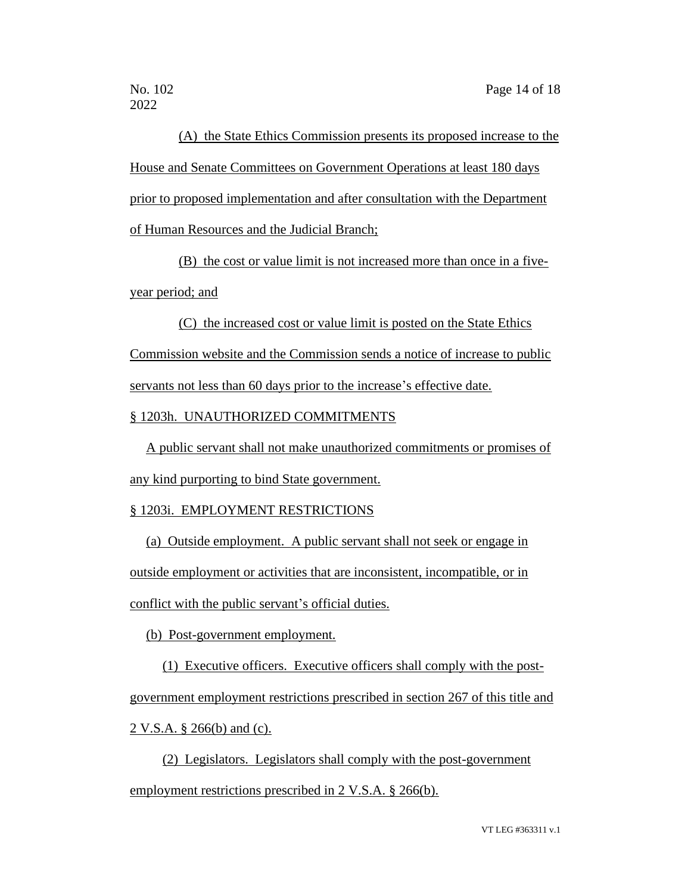(A) the State Ethics Commission presents its proposed increase to the House and Senate Committees on Government Operations at least 180 days prior to proposed implementation and after consultation with the Department of Human Resources and the Judicial Branch;

(B) the cost or value limit is not increased more than once in a five-year period; and

(C) the increased cost or value limit is posted on the State Ethics Commission website and the Commission sends a notice of increase to public servants not less than 60 days prior to the increase's effective date.

§ 1203h. UNAUTHORIZED COMMITMENTS

A public servant shall not make unauthorized commitments or promises of any kind purporting to bind State government.

§ 1203i. EMPLOYMENT RESTRICTIONS

(a) Outside employment. A public servant shall not seek or engage in outside employment or activities that are inconsistent, incompatible, or in conflict with the public servant's official duties.

(b) Post-government employment.

(1) Executive officers. Executive officers shall comply with the post-government employment restrictions prescribed in section 267 of this title and 2 V.S.A. § 266(b) and (c).

(2) Legislators. Legislators shall comply with the post-government employment restrictions prescribed in 2 V.S.A. § 266(b).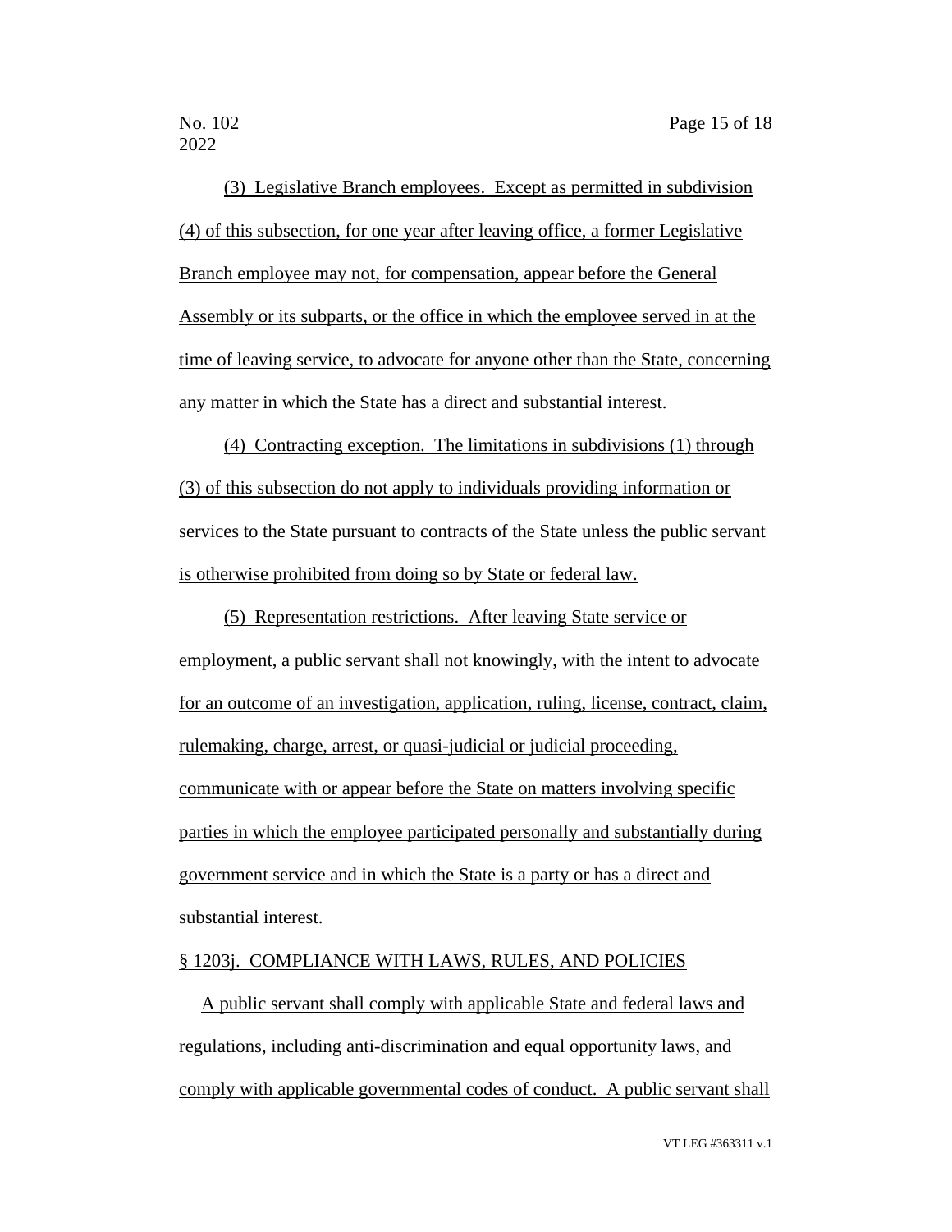(3) Legislative Branch employees. Except as permitted in subdivision (4) of this subsection, for one year after leaving office, a former Legislative Branch employee may not, for compensation, appear before the General Assembly or its subparts, or the office in which the employee served in at the time of leaving service, to advocate for anyone other than the State, concerning any matter in which the State has a direct and substantial interest.

(4) Contracting exception. The limitations in subdivisions (1) through (3) of this subsection do not apply to individuals providing information or services to the State pursuant to contracts of the State unless the public servant is otherwise prohibited from doing so by State or federal law.

(5) Representation restrictions. After leaving State service or employment, a public servant shall not knowingly, with the intent to advocate for an outcome of an investigation, application, ruling, license, contract, claim, rulemaking, charge, arrest, or quasi-judicial or judicial proceeding, communicate with or appear before the State on matters involving specific parties in which the employee participated personally and substantially during government service and in which the State is a party or has a direct and substantial interest.

§ 1203j. COMPLIANCE WITH LAWS, RULES, AND POLICIES

A public servant shall comply with applicable State and federal laws and regulations, including anti-discrimination and equal opportunity laws, and comply with applicable governmental codes of conduct. A public servant shall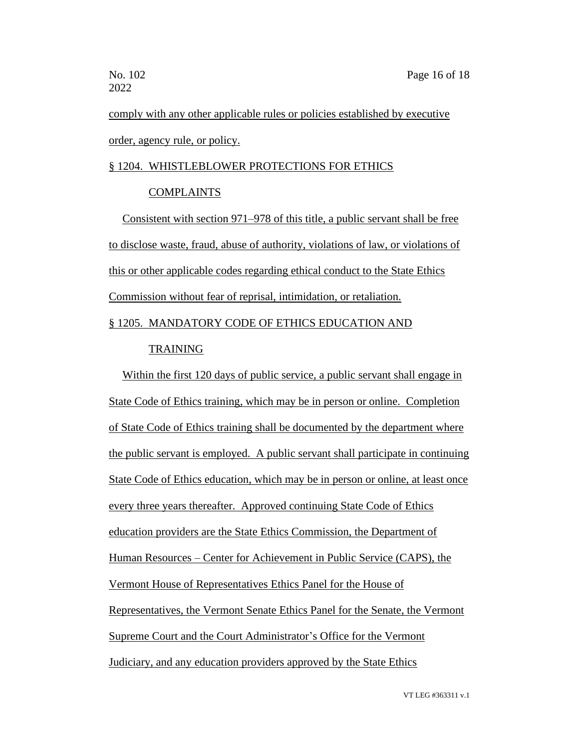comply with any other applicable rules or policies established by executive order, agency rule, or policy.

§ 1204. WHISTLEBLOWER PROTECTIONS FOR ETHICS COMPLAINTS

Consistent with section 971–978 of this title, a public servant shall be free to disclose waste, fraud, abuse of authority, violations of law, or violations of this or other applicable codes regarding ethical conduct to the State Ethics Commission without fear of reprisal, intimidation, or retaliation.

§ 1205. MANDATORY CODE OF ETHICS EDUCATION AND TRAINING

Within the first 120 days of public service, a public servant shall engage in State Code of Ethics training, which may be in person or online. Completion of State Code of Ethics training shall be documented by the department where the public servant is employed. A public servant shall participate in continuing State Code of Ethics education, which may be in person or online, at least once every three years thereafter. Approved continuing State Code of Ethics education providers are the State Ethics Commission, the Department of Human Resources – Center for Achievement in Public Service (CAPS), the Vermont House of Representatives Ethics Panel for the House of Representatives, the Vermont Senate Ethics Panel for the Senate, the Vermont Supreme Court and the Court Administrator's Office for the Vermont Judiciary, and any education providers approved by the State Ethics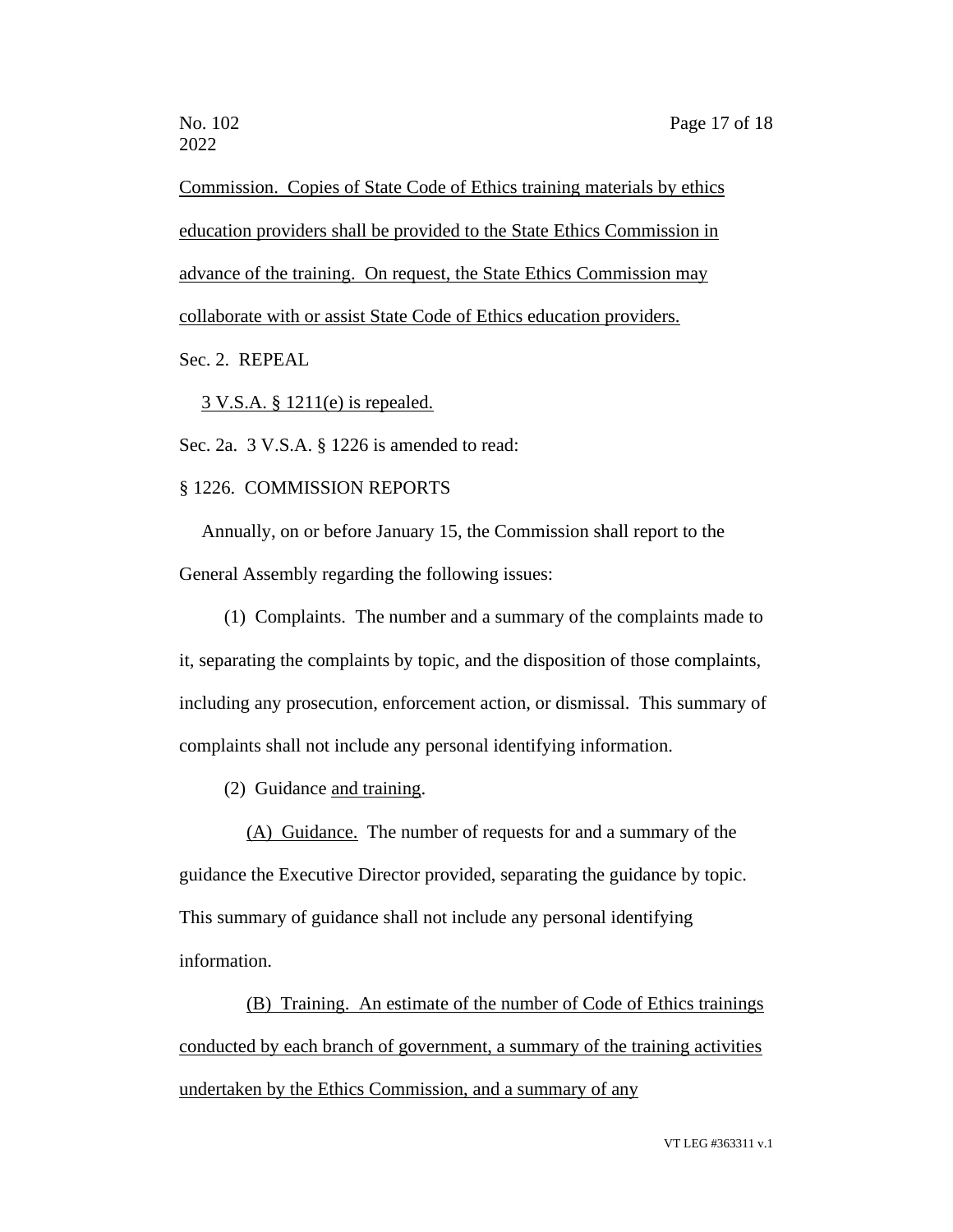Commission. Copies of State Code of Ethics training materials by ethics education providers shall be provided to the State Ethics Commission in advance of the training. On request, the State Ethics Commission may collaborate with or assist State Code of Ethics education providers.

Sec. 2. REPEAL

3 V.S.A. § 1211(e) is repealed.

Sec. 2a. 3 V.S.A. § 1226 is amended to read:

§ 1226. COMMISSION REPORTS

Annually, on or before January 15, the Commission shall report to the General Assembly regarding the following issues:

(1) Complaints. The number and a summary of the complaints made to it, separating the complaints by topic, and the disposition of those complaints, including any prosecution, enforcement action, or dismissal. This summary of complaints shall not include any personal identifying information.

(2) Guidance and training.

(A) Guidance. The number of requests for and a summary of the guidance the Executive Director provided, separating the guidance by topic. This summary of guidance shall not include any personal identifying information.

(B) Training. An estimate of the number of Code of Ethics trainings conducted by each branch of government, a summary of the training activities undertaken by the Ethics Commission, and a summary of any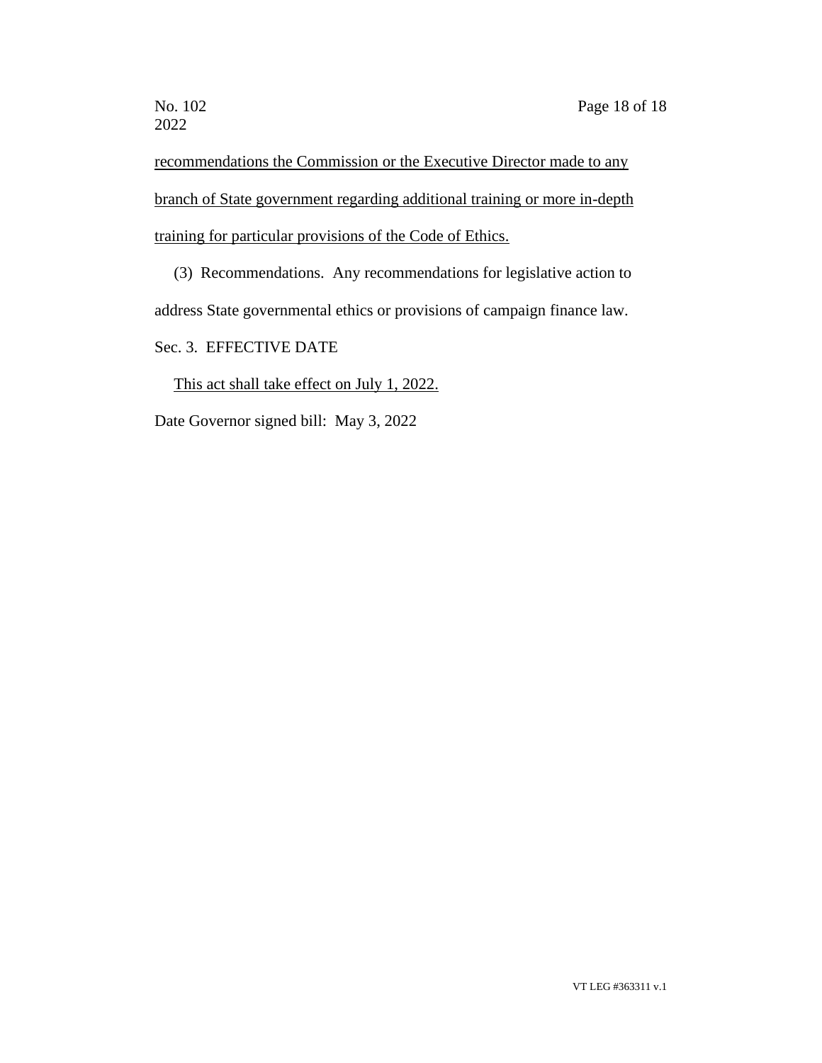recommendations the Commission or the Executive Director made to any branch of State government regarding additional training or more in-depth training for particular provisions of the Code of Ethics.

(3) Recommendations. Any recommendations for legislative action to address State governmental ethics or provisions of campaign finance law.

Sec. 3. EFFECTIVE DATE

This act shall take effect on July 1, 2022.

Date Governor signed bill: May 3, 2022